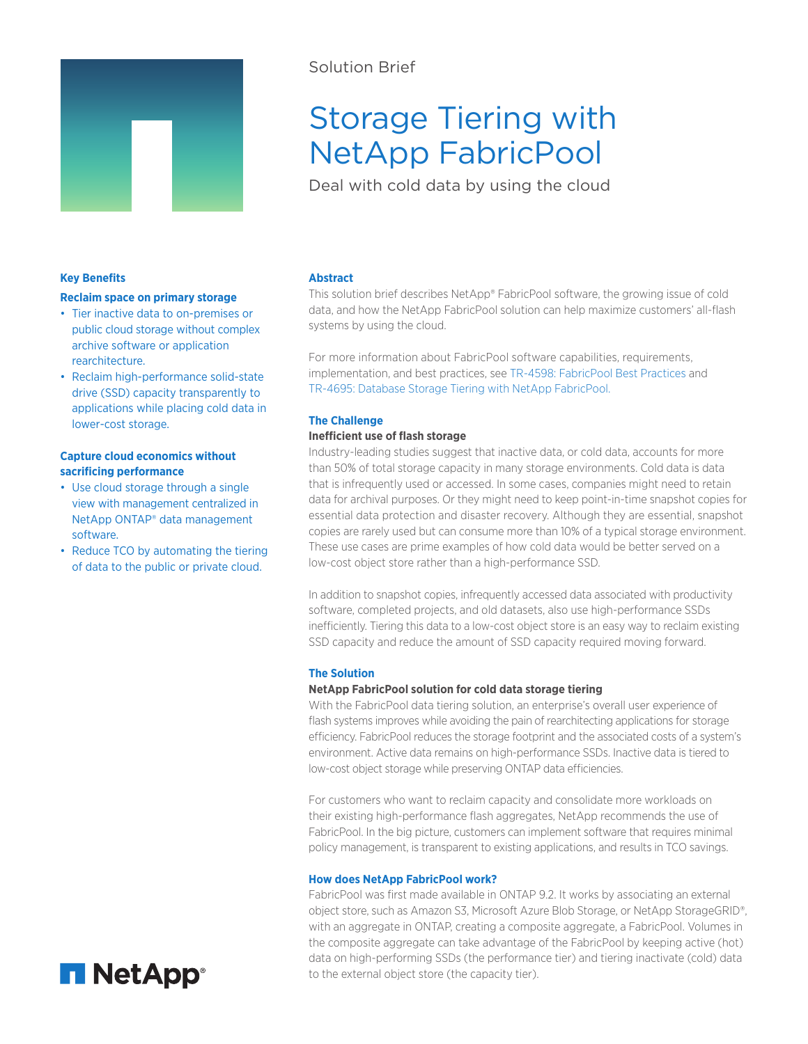Solution Brief

# Storage Tiering with NetApp FabricPool

Deal with cold data by using the cloud

### Key Benefits

**Reclaim space on primary storage**

- Tier inactive data to on-premises or public cloud storage without complex archive software or application rearchitecture.
- Reclaim high-performance solid-state drive (SSD) capacity transparently to applications while placing cold data in lower-cost storage.

**Capture cloud economics without sacrificing performance**

- Use cloud storage through a single view with management centralized in NetApp ONTAP® data management software.
- Reduce TCO by automating the tiering of data to the public or private cloud.

## Abstract

This solution brief describes NetApp® FabricPool software, the growing issue of cold data, and how the NetApp FabricPool solution can help maximize customers' all-flash systems by using the cloud.

For more information about FabricPool software capabilities, requirements, implementation, and best practices, see TR-4598: FabricPool Best Practices and TR-4695: Database Storage Tiering with NetApp FabricPool.

## The Challenge

**Inefficient use of flash storage**

Industry-leading studies suggest that inactive data, or cold data, accounts for more than 50% of total storage capacity in many storage environments. Cold data is data that is infrequently used or accessed. In some cases, companies might need to retain data for archival purposes. Or they might need to keep point-in-time snapshot copies for essential data protection and disaster recovery. Although they are essential, snapshot copies are rarely used but can consume more than 10% of a typical storage environment. These use cases are prime examples of how cold data would be better served on a low-cost object store rather than a high-performance SSD.

In addition to snapshot copies, infrequently accessed data associated with productivity software, completed projects, and old datasets, also use high-performance SSDs inefficiently. Tiering this data to a low-cost object store is an easy way to reclaim existing SSD capacity and reduce the amount of SSD capacity required moving forward.

## The Solution

**NetApp FabricPool solution for cold data storage tiering**

With the FabricPool data tiering solution, an enterprise's overall user experience of flash systems improves while avoiding the pain of rearchitecting applications for storage efficiency. FabricPool reduces the storage footprint and the associated costs of a system's environment. Active data remains on high-performance SSDs. Inactive data is tiered to low-cost object storage while preserving ONTAP data efficiencies.

For customers who want to reclaim capacity and consolidate more workloads on their existing high-performance flash aggregates, NetApp recommends the use of FabricPool. In the big picture, customers can implement software that requires minimal policy management, is transparent to existing applications, and results in TCO savings.

## How does NetApp FabricPool work?

FabricPool was first made available in ONTAP 9.2. It works by associating an external object store, such as Amazon S3, Microsoft Azure Blob Storage, or NetApp StorageGRID®, with an aggregate in ONTAP, creating a composite aggregate, a FabricPool. Volumes in the composite aggregate can take advantage of the FabricPool by keeping active (hot) data on high-performing SSDs (the performance tier) and tiering inactivate (cold) data to the external object store (the capacity tier).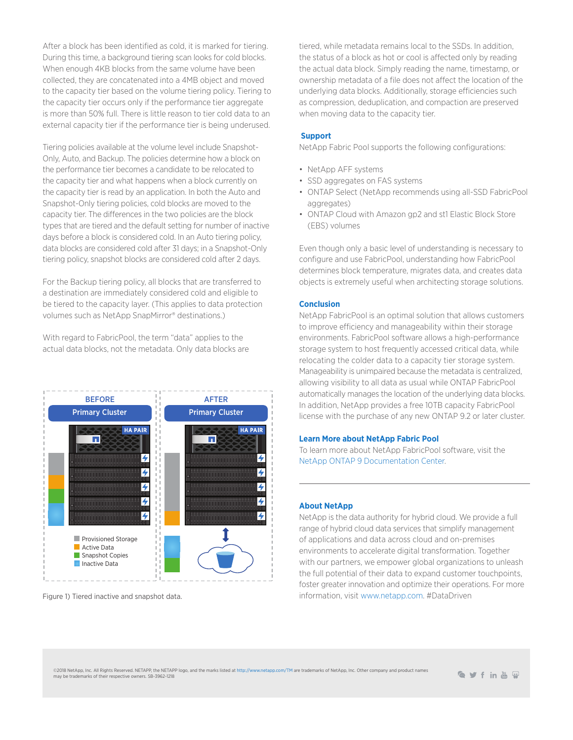After a block has been identified as cold, it is marked for tiering. During this time, a background tiering scan looks for cold blocks. When enough 4KB blocks from the same volume have been collected, they are concatenated into a 4MB object and moved to the capacity tier based on the volume tiering policy. Tiering to the capacity tier occurs only if the performance tier aggregate is more than 50% full. There is little reason to tier cold data to an external capacity tier if the performance tier is being underused.

Tiering policies available at the volume level include Snapshot-Only, Auto, and Backup. The policies determine how a block on the performance tier becomes a candidate to be relocated to the capacity tier and what happens when a block currently on the capacity tier is read by an application. In both the Auto and Snapshot-Only tiering policies, cold blocks are moved to the capacity tier. The differences in the two policies are the block types that are tiered and the default setting for number of inactive days before a block is considered cold. In an Auto tiering policy, data blocks are considered cold after 31 days; in a Snapshot-Only tiering policy, snapshot blocks are considered cold after 2 days.

For the Backup tiering policy, all blocks that are transferred to a destination are immediately considered cold and eligible to be tiered to the capacity layer. (This applies to data protection volumes such as NetApp SnapMirror® destinations.)

With regard to FabricPool, the term "data" applies to the actual data blocks, not the metadata. Only data blocks are tiered, while metadata remains local to the SSDs. In addition, the status of a block as hot or cool is affected only by reading the actual data block. Simply reading the name, timestamp, or ownership metadata of a file does not affect the location of the underlying data blocks. Additionally, storage efficiencies such as compression, deduplication, and compaction are preserved when moving data to the capacity tier.

BEFORE
Primary Cluster
HA PAIR

AFTER
Primary Cluster
HA PAIR

Provisioned Storage
Active Data
Snapshot Copies
Inactive Data

Figure 1) Tiered inactive and snapshot data.

## Support

NetApp Fabric Pool supports the following configurations:

- NetApp AFF systems
- SSD aggregates on FAS systems
- ONTAP Select (NetApp recommends using all-SSD FabricPool aggregates)
- ONTAP Cloud with Amazon gp2 and st1 Elastic Block Store (EBS) volumes

Even though only a basic level of understanding is necessary to configure and use FabricPool, understanding how FabricPool determines block temperature, migrates data, and creates data objects is extremely useful when architecting storage solutions.

## Conclusion

NetApp FabricPool is an optimal solution that allows customers to improve efficiency and manageability within their storage environments. FabricPool software allows a high-performance storage system to host frequently accessed critical data, while relocating the colder data to a capacity tier storage system. Manageability is unimpaired because the metadata is centralized, allowing visibility to all data as usual while ONTAP FabricPool automatically manages the location of the underlying data blocks. In addition, NetApp provides a free 10TB capacity FabricPool license with the purchase of any new ONTAP 9.2 or later cluster.

## Learn More about NetApp Fabric Pool

To learn more about NetApp FabricPool software, visit the NetApp ONTAP 9 Documentation Center.

## About NetApp

NetApp is the data authority for hybrid cloud. We provide a full range of hybrid cloud data services that simplify management of applications and data across cloud and on-premises environments to accelerate digital transformation. Together with our partners, we empower global organizations to unleash the full potential of their data to expand customer touchpoints, foster greater innovation and optimize their operations. For more information, visit www.netapp.com. #DataDriven

©2018 NetApp, Inc. All Rights Reserved. NETAPP, the NETAPP logo, and the marks listed at http://www.netapp.com/TM are trademarks of NetApp, Inc. Other company and product names may be trademarks of their respective owners. SB-3962-1218